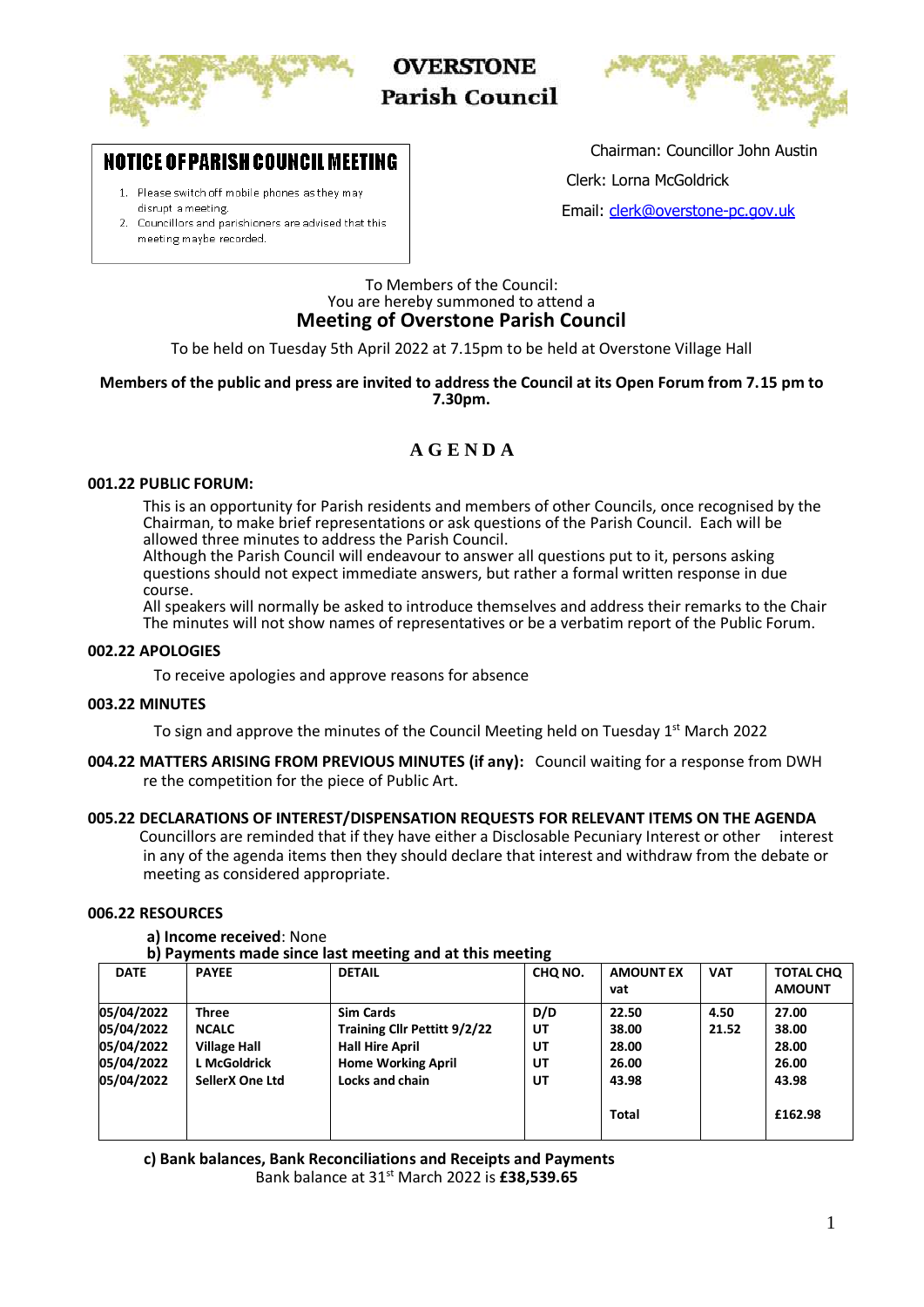# OVERSTONE Parish Council

## NOTICE OF PARISH COUNCIL MEETING

1. Please switch off mobile phones as they may disrupt a meeting.
2. Councillors and parishioners are advised that this meeting maybe recorded.

Chairman: Councillor John Austin

Clerk: Lorna McGoldrick

Email: clerk@overstone-pc.gov.uk

To Members of the Council:
You are hereby summoned to attend a

## Meeting of Overstone Parish Council

To be held on Tuesday 5th April 2022 at 7.15pm to be held at Overstone Village Hall

**Members of the public and press are invited to address the Council at its Open Forum from 7.15 pm to 7.30pm.**

## A G E N D A

**001.22 PUBLIC FORUM:**

This is an opportunity for Parish residents and members of other Councils, once recognised by the Chairman, to make brief representations or ask questions of the Parish Council. Each will be allowed three minutes to address the Parish Council.
Although the Parish Council will endeavour to answer all questions put to it, persons asking questions should not expect immediate answers, but rather a formal written response in due course.
All speakers will normally be asked to introduce themselves and address their remarks to the Chair
The minutes will not show names of representatives or be a verbatim report of the Public Forum.

**002.22 APOLOGIES**

To receive apologies and approve reasons for absence

**003.22 MINUTES**

To sign and approve the minutes of the Council Meeting held on Tuesday 1st March 2022

**004.22 MATTERS ARISING FROM PREVIOUS MINUTES (if any):** Council waiting for a response from DWH re the competition for the piece of Public Art.

**005.22 DECLARATIONS OF INTEREST/DISPENSATION REQUESTS FOR RELEVANT ITEMS ON THE AGENDA**
Councillors are reminded that if they have either a Disclosable Pecuniary Interest or other interest in any of the agenda items then they should declare that interest and withdraw from the debate or meeting as considered appropriate.

**006.22 RESOURCES**

**a) Income received**: None

**b) Payments made since last meeting and at this meeting**

| DATE | PAYEE | DETAIL | CHQ NO. | AMOUNT EX vat | VAT | TOTAL CHQ AMOUNT |
|---|---|---|---|---|---|---|
| 05/04/2022 | Three | Sim Cards | D/D | 22.50 | 4.50 | 27.00 |
| 05/04/2022 | NCALC | Training Cllr Pettitt 9/2/22 | UT | 38.00 | 21.52 | 38.00 |
| 05/04/2022 | Village Hall | Hall Hire April | UT | 28.00 | | 28.00 |
| 05/04/2022 | L McGoldrick | Home Working April | UT | 26.00 | | 26.00 |
| 05/04/2022 | SellerX One Ltd | Locks and chain | UT | 43.98 | | 43.98 |
| | | | | Total | | £162.98 |

**c) Bank balances, Bank Reconciliations and Receipts and Payments**
Bank balance at 31st March 2022 is **£38,539.65**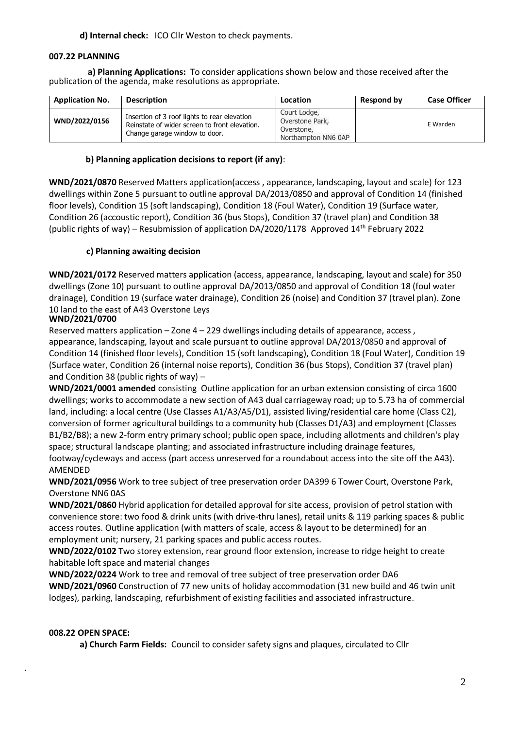**d) Internal check:** ICO Cllr Weston to check payments.

**007.22 PLANNING**

**a) Planning Applications:** To consider applications shown below and those received after the publication of the agenda, make resolutions as appropriate.

| Application No. | Description | Location | Respond by | Case Officer |
|---|---|---|---|---|
| WND/2022/0156 | Insertion of 3 roof lights to rear elevation Reinstate of wider screen to front elevation. Change garage window to door. | Court Lodge, Overstone Park, Overstone, Northampton NN6 0AP | | E Warden |

**b) Planning application decisions to report (if any)**:

**WND/2021/0870** Reserved Matters application(access , appearance, landscaping, layout and scale) for 123 dwellings within Zone 5 pursuant to outline approval DA/2013/0850 and approval of Condition 14 (finished floor levels), Condition 15 (soft landscaping), Condition 18 (Foul Water), Condition 19 (Surface water, Condition 26 (accoustic report), Condition 36 (bus Stops), Condition 37 (travel plan) and Condition 38 (public rights of way) – Resubmission of application DA/2020/1178 Approved 14th February 2022

**c) Planning awaiting decision**

**WND/2021/0172** Reserved matters application (access, appearance, landscaping, layout and scale) for 350 dwellings (Zone 10) pursuant to outline approval DA/2013/0850 and approval of Condition 18 (foul water drainage), Condition 19 (surface water drainage), Condition 26 (noise) and Condition 37 (travel plan). Zone 10 land to the east of A43 Overstone Leys

**WND/2021/0700**

Reserved matters application – Zone 4 – 229 dwellings including details of appearance, access , appearance, landscaping, layout and scale pursuant to outline approval DA/2013/0850 and approval of Condition 14 (finished floor levels), Condition 15 (soft landscaping), Condition 18 (Foul Water), Condition 19 (Surface water, Condition 26 (internal noise reports), Condition 36 (bus Stops), Condition 37 (travel plan) and Condition 38 (public rights of way) –

**WND/2021/0001 amended** consisting Outline application for an urban extension consisting of circa 1600 dwellings; works to accommodate a new section of A43 dual carriageway road; up to 5.73 ha of commercial land, including: a local centre (Use Classes A1/A3/A5/D1), assisted living/residential care home (Class C2), conversion of former agricultural buildings to a community hub (Classes D1/A3) and employment (Classes B1/B2/B8); a new 2-form entry primary school; public open space, including allotments and children's play space; structural landscape planting; and associated infrastructure including drainage features, footway/cycleways and access (part access unreserved for a roundabout access into the site off the A43). AMENDED

**WND/2021/0956** Work to tree subject of tree preservation order DA399 6 Tower Court, Overstone Park, Overstone NN6 0AS

**WND/2021/0860** Hybrid application for detailed approval for site access, provision of petrol station with convenience store: two food & drink units (with drive-thru lanes), retail units & 119 parking spaces & public access routes. Outline application (with matters of scale, access & layout to be determined) for an employment unit; nursery, 21 parking spaces and public access routes.

**WND/2022/0102** Two storey extension, rear ground floor extension, increase to ridge height to create habitable loft space and material changes

**WND/2022/0224** Work to tree and removal of tree subject of tree preservation order DA6

**WND/2021/0960** Construction of 77 new units of holiday accommodation (31 new build and 46 twin unit lodges), parking, landscaping, refurbishment of existing facilities and associated infrastructure.

**008.22 OPEN SPACE:**

**a) Church Farm Fields:** Council to consider safety signs and plaques, circulated to Cllr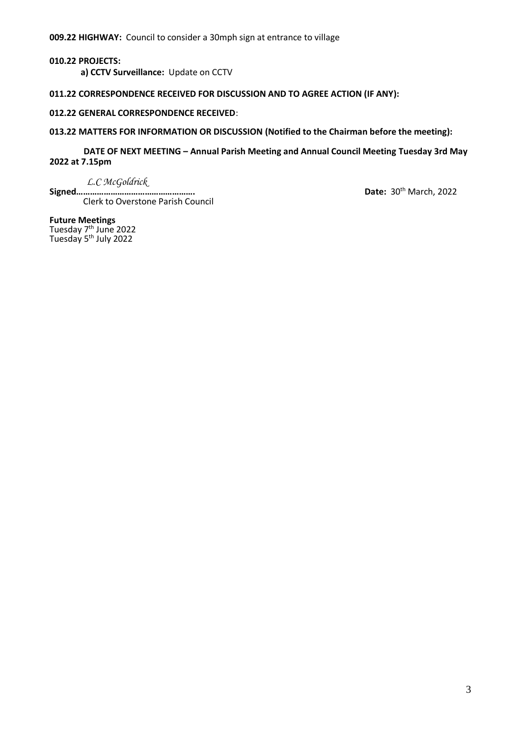**009.22 HIGHWAY:** Council to consider a 30mph sign at entrance to village

**010.22 PROJECTS:**

**a) CCTV Surveillance:** Update on CCTV

**011.22 CORRESPONDENCE RECEIVED FOR DISCUSSION AND TO AGREE ACTION (IF ANY):**

**012.22 GENERAL CORRESPONDENCE RECEIVED**:

**013.22 MATTERS FOR INFORMATION OR DISCUSSION (Notified to the Chairman before the meeting):**

**DATE OF NEXT MEETING – Annual Parish Meeting and Annual Council Meeting Tuesday 3rd May 2022 at 7.15pm**

*L.C McGoldrick*

**Signed…………………………………………….** **Date:** 30th March, 2022

Clerk to Overstone Parish Council

**Future Meetings**

Tuesday 7th June 2022

Tuesday 5th July 2022